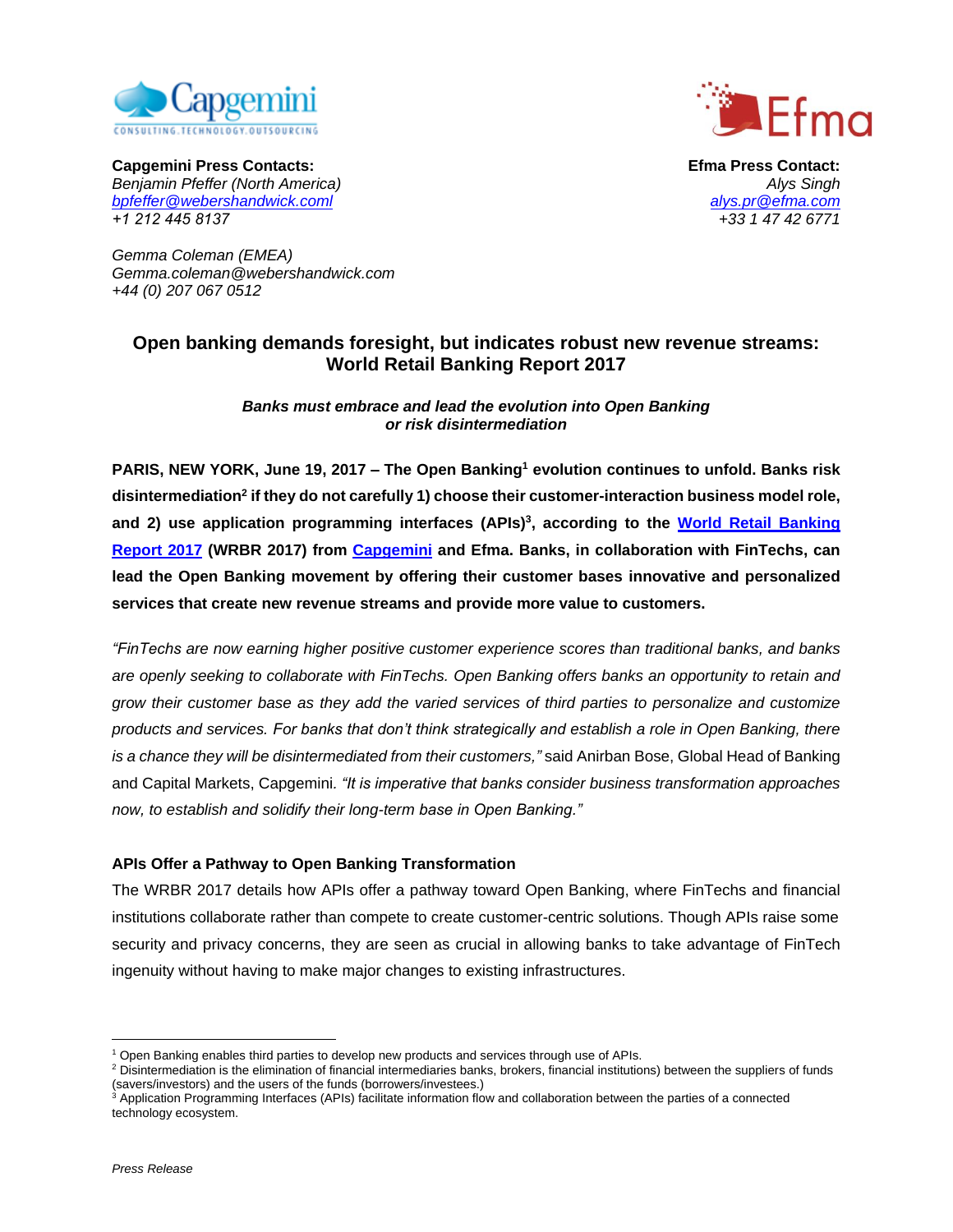**Capgemini Press Contacts:**
*Benjamin Pfeffer (North America)*
*bpfeffer@webershandwick.coml*
*+1 212 445 8137*

*Gemma Coleman (EMEA)*
*Gemma.coleman@webershandwick.com*
*+44 (0) 207 067 0512*

**Efma Press Contact:**
*Alys Singh*
*alys.pr@efma.com*
*+33 1 47 42 6771*

## Open banking demands foresight, but indicates robust new revenue streams: World Retail Banking Report 2017

***Banks must embrace and lead the evolution into Open Banking or risk disintermediation***

**PARIS, NEW YORK, June 19, 2017 – The Open Banking[1] evolution continues to unfold. Banks risk disintermediation[2] if they do not carefully 1) choose their customer-interaction business model role, and 2) use application programming interfaces (APIs)[3], according to the World Retail Banking Report 2017 (WRBR 2017) from Capgemini and Efma. Banks, in collaboration with FinTechs, can lead the Open Banking movement by offering their customer bases innovative and personalized services that create new revenue streams and provide more value to customers.**

*"FinTechs are now earning higher positive customer experience scores than traditional banks, and banks are openly seeking to collaborate with FinTechs. Open Banking offers banks an opportunity to retain and grow their customer base as they add the varied services of third parties to personalize and customize products and services. For banks that don't think strategically and establish a role in Open Banking, there is a chance they will be disintermediated from their customers,"* said Anirban Bose, Global Head of Banking and Capital Markets, Capgemini. *"It is imperative that banks consider business transformation approaches now, to establish and solidify their long-term base in Open Banking."*

### APIs Offer a Pathway to Open Banking Transformation

The WRBR 2017 details how APIs offer a pathway toward Open Banking, where FinTechs and financial institutions collaborate rather than compete to create customer-centric solutions. Though APIs raise some security and privacy concerns, they are seen as crucial in allowing banks to take advantage of FinTech ingenuity without having to make major changes to existing infrastructures.

---

[1] Open Banking enables third parties to develop new products and services through use of APIs.
[2] Disintermediation is the elimination of financial intermediaries banks, brokers, financial institutions) between the suppliers of funds (savers/investors) and the users of the funds (borrowers/investees.)
[3] Application Programming Interfaces (APIs) facilitate information flow and collaboration between the parties of a connected technology ecosystem.

*Press Release*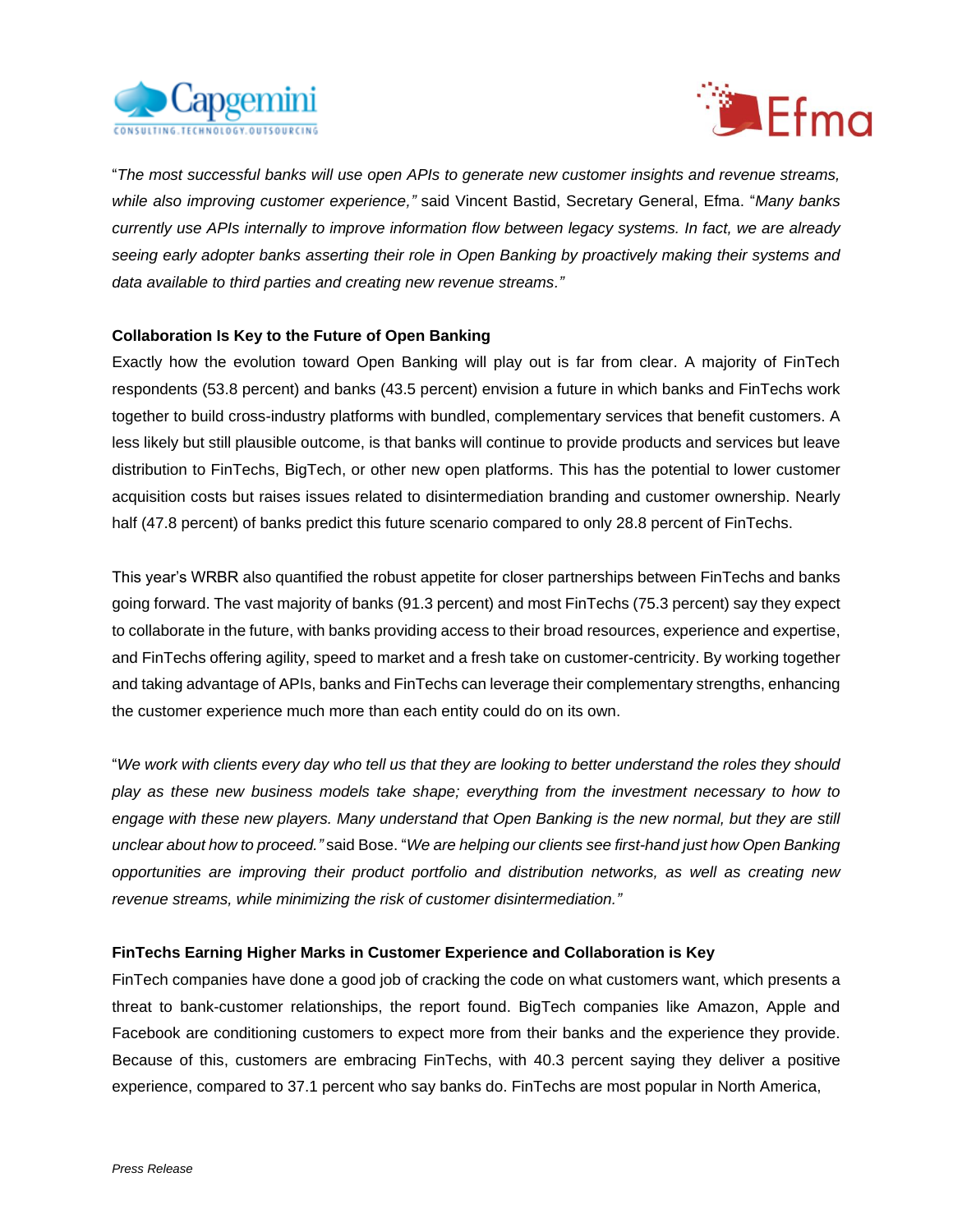"*The most successful banks will use open APIs to generate new customer insights and revenue streams, while also improving customer experience,"* said Vincent Bastid, Secretary General, Efma. "*Many banks currently use APIs internally to improve information flow between legacy systems. In fact, we are already seeing early adopter banks asserting their role in Open Banking by proactively making their systems and data available to third parties and creating new revenue streams."*

**Collaboration Is Key to the Future of Open Banking**

Exactly how the evolution toward Open Banking will play out is far from clear. A majority of FinTech respondents (53.8 percent) and banks (43.5 percent) envision a future in which banks and FinTechs work together to build cross-industry platforms with bundled, complementary services that benefit customers. A less likely but still plausible outcome, is that banks will continue to provide products and services but leave distribution to FinTechs, BigTech, or other new open platforms. This has the potential to lower customer acquisition costs but raises issues related to disintermediation branding and customer ownership. Nearly half (47.8 percent) of banks predict this future scenario compared to only 28.8 percent of FinTechs.

This year's WRBR also quantified the robust appetite for closer partnerships between FinTechs and banks going forward. The vast majority of banks (91.3 percent) and most FinTechs (75.3 percent) say they expect to collaborate in the future, with banks providing access to their broad resources, experience and expertise, and FinTechs offering agility, speed to market and a fresh take on customer-centricity. By working together and taking advantage of APIs, banks and FinTechs can leverage their complementary strengths, enhancing the customer experience much more than each entity could do on its own.

"*We work with clients every day who tell us that they are looking to better understand the roles they should play as these new business models take shape; everything from the investment necessary to how to engage with these new players. Many understand that Open Banking is the new normal, but they are still unclear about how to proceed."* said Bose. "*We are helping our clients see first-hand just how Open Banking opportunities are improving their product portfolio and distribution networks, as well as creating new revenue streams, while minimizing the risk of customer disintermediation."*

**FinTechs Earning Higher Marks in Customer Experience and Collaboration is Key**

FinTech companies have done a good job of cracking the code on what customers want, which presents a threat to bank-customer relationships, the report found. BigTech companies like Amazon, Apple and Facebook are conditioning customers to expect more from their banks and the experience they provide. Because of this, customers are embracing FinTechs, with 40.3 percent saying they deliver a positive experience, compared to 37.1 percent who say banks do. FinTechs are most popular in North America,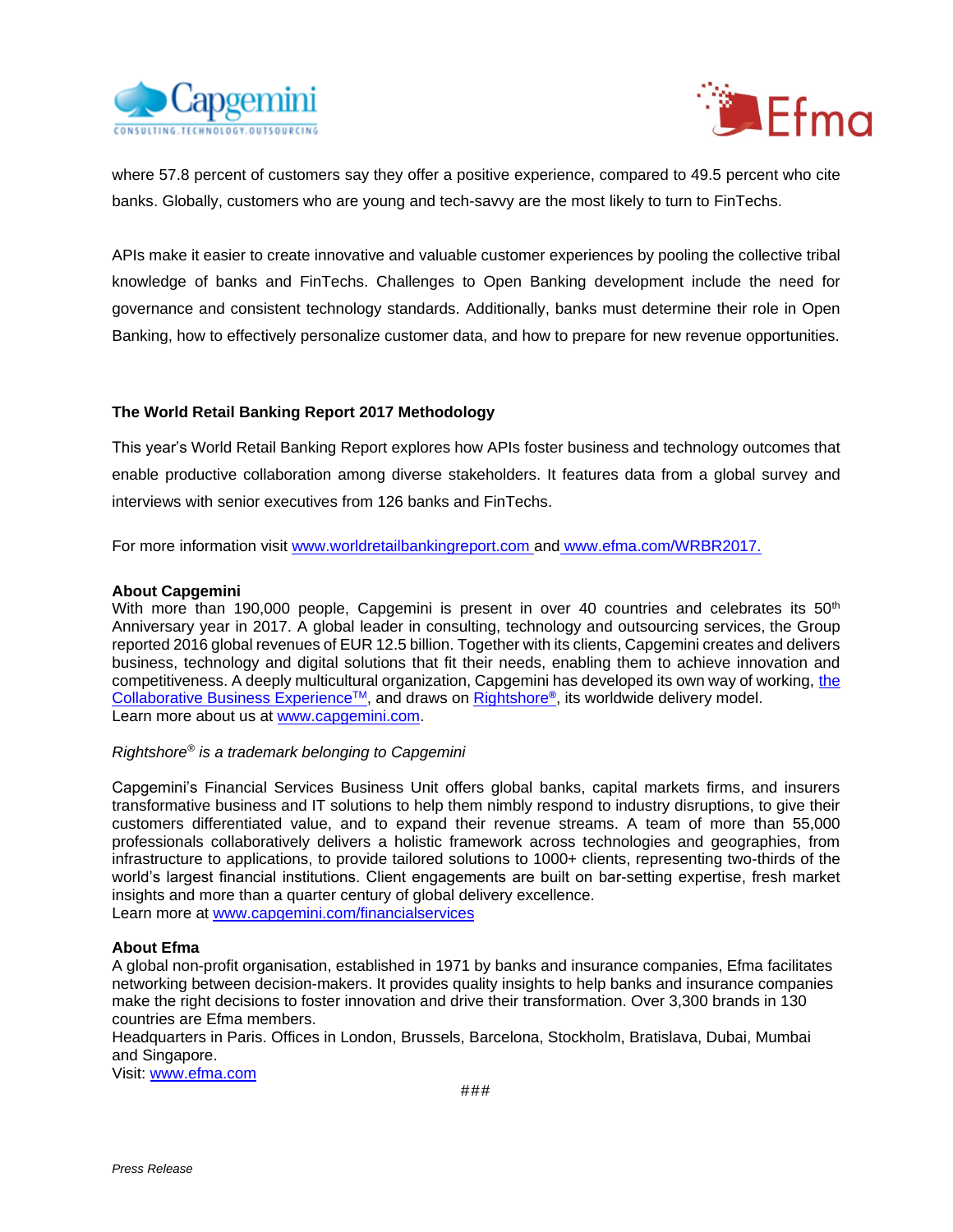where 57.8 percent of customers say they offer a positive experience, compared to 49.5 percent who cite banks. Globally, customers who are young and tech-savvy are the most likely to turn to FinTechs.

APIs make it easier to create innovative and valuable customer experiences by pooling the collective tribal knowledge of banks and FinTechs. Challenges to Open Banking development include the need for governance and consistent technology standards. Additionally, banks must determine their role in Open Banking, how to effectively personalize customer data, and how to prepare for new revenue opportunities.

**The World Retail Banking Report 2017 Methodology**

This year's World Retail Banking Report explores how APIs foster business and technology outcomes that enable productive collaboration among diverse stakeholders. It features data from a global survey and interviews with senior executives from 126 banks and FinTechs.

For more information visit www.worldretailbankingreport.com and www.efma.com/WRBR2017.

**About Capgemini**

With more than 190,000 people, Capgemini is present in over 40 countries and celebrates its 50th Anniversary year in 2017. A global leader in consulting, technology and outsourcing services, the Group reported 2016 global revenues of EUR 12.5 billion. Together with its clients, Capgemini creates and delivers business, technology and digital solutions that fit their needs, enabling them to achieve innovation and competitiveness. A deeply multicultural organization, Capgemini has developed its own way of working, the Collaborative Business Experience™, and draws on Rightshore®, its worldwide delivery model.
Learn more about us at www.capgemini.com.

*Rightshore® is a trademark belonging to Capgemini*

Capgemini's Financial Services Business Unit offers global banks, capital markets firms, and insurers transformative business and IT solutions to help them nimbly respond to industry disruptions, to give their customers differentiated value, and to expand their revenue streams. A team of more than 55,000 professionals collaboratively delivers a holistic framework across technologies and geographies, from infrastructure to applications, to provide tailored solutions to 1000+ clients, representing two-thirds of the world's largest financial institutions. Client engagements are built on bar-setting expertise, fresh market insights and more than a quarter century of global delivery excellence.
Learn more at www.capgemini.com/financialservices

**About Efma**

A global non-profit organisation, established in 1971 by banks and insurance companies, Efma facilitates networking between decision-makers. It provides quality insights to help banks and insurance companies make the right decisions to foster innovation and drive their transformation. Over 3,300 brands in 130 countries are Efma members.
Headquarters in Paris. Offices in London, Brussels, Barcelona, Stockholm, Bratislava, Dubai, Mumbai and Singapore.
Visit: www.efma.com

###